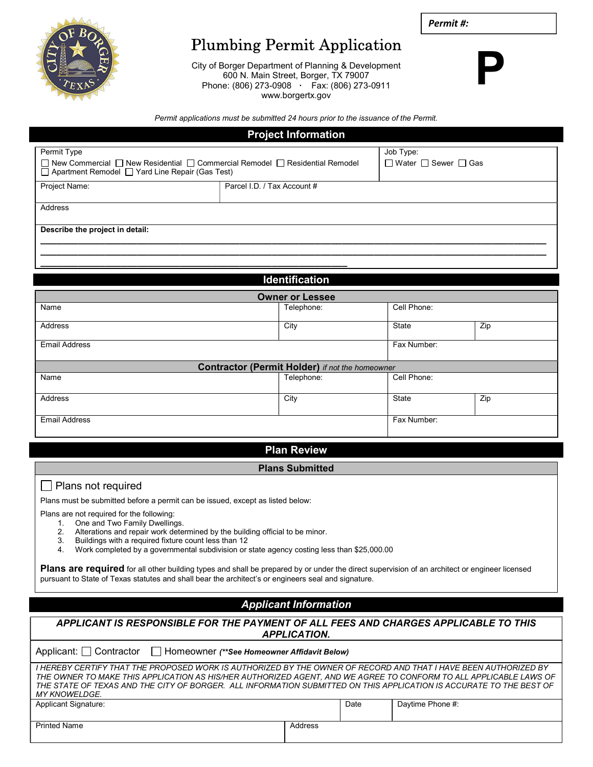Permit #:

# Plumbing Permit Application

City of Borger Department of Planning & Development
600 N. Main Street, Borger, TX 79007
Phone: (806) 273-0908 · Fax: (806) 273-0911
www.borgertx.gov

**P**

*Permit applications must be submitted 24 hours prior to the issuance of the Permit.*

## Project Information

Permit Type
☐ New Commercial ☐ New Residential ☐ Commercial Remodel ☐ Residential Remodel
☐ Apartment Remodel ☐ Yard Line Repair (Gas Test)

Job Type:
☐ Water ☐ Sewer ☐ Gas

| Project Name: | Parcel I.D. / Tax Account # |
|---|---|

Address

**Describe the project in detail:**

______________________________________________________________________________

______________________________________________________________________________

______________________________________________________________________________

## Identification

### Owner or Lessee

| Name | Telephone: | Cell Phone: | |
|---|---|---|---|
| Address | City | State | Zip |
| Email Address | | Fax Number: | |

### Contractor (Permit Holder) *if not the homeowner*

| Name | Telephone: | Cell Phone: | |
|---|---|---|---|
| Address | City | State | Zip |
| Email Address | | Fax Number: | |

## Plan Review

### Plans Submitted

☐ Plans not required

Plans must be submitted before a permit can be issued, except as listed below:

Plans are not required for the following:

1. One and Two Family Dwellings.
2. Alterations and repair work determined by the building official to be minor.
3. Buildings with a required fixture count less than 12
4. Work completed by a governmental subdivision or state agency costing less than $25,000.00

**Plans are required** for all other building types and shall be prepared by or under the direct supervision of an architect or engineer licensed pursuant to State of Texas statutes and shall bear the architect's or engineers seal and signature.

## *Applicant Information*

***APPLICANT IS RESPONSIBLE FOR THE PAYMENT OF ALL FEES AND CHARGES APPLICABLE TO THIS APPLICATION.***

Applicant: ☐ Contractor ☐ Homeowner ***(\*\*See Homeowner Affidavit Below)***

*I HEREBY CERTIFY THAT THE PROPOSED WORK IS AUTHORIZED BY THE OWNER OF RECORD AND THAT I HAVE BEEN AUTHORIZED BY THE OWNER TO MAKE THIS APPLICATION AS HIS/HER AUTHORIZED AGENT, AND WE AGREE TO CONFORM TO ALL APPLICABLE LAWS OF THE STATE OF TEXAS AND THE CITY OF BORGER. ALL INFORMATION SUBMITTED ON THIS APPLICATION IS ACCURATE TO THE BEST OF MY KNOWELDGE.*

| Applicant Signature: | Date | Daytime Phone #: |
|---|---|---|
| Printed Name | Address | |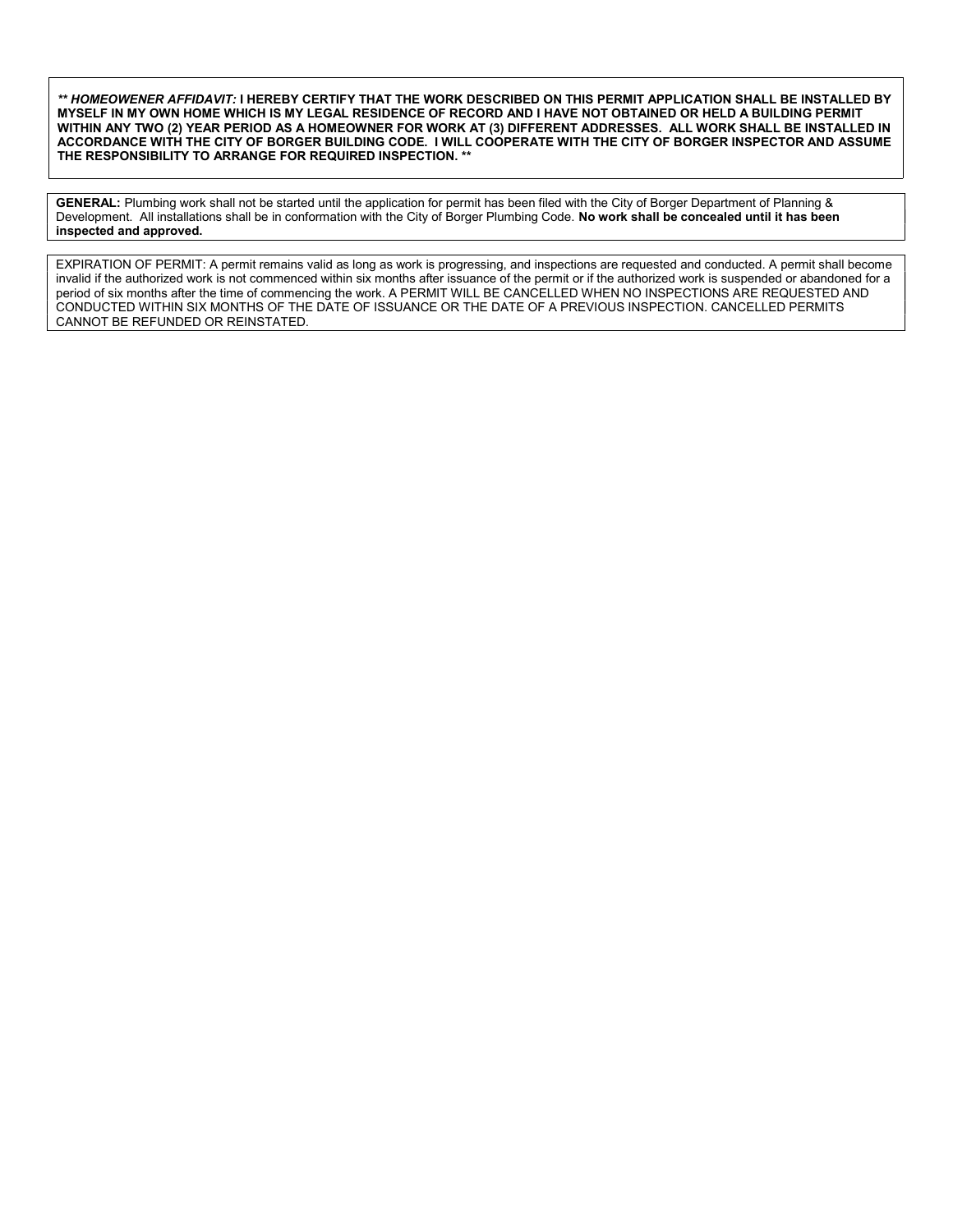***\*\* HOMEOWENER AFFIDAVIT:* I HEREBY CERTIFY THAT THE WORK DESCRIBED ON THIS PERMIT APPLICATION SHALL BE INSTALLED BY MYSELF IN MY OWN HOME WHICH IS MY LEGAL RESIDENCE OF RECORD AND I HAVE NOT OBTAINED OR HELD A BUILDING PERMIT WITHIN ANY TWO (2) YEAR PERIOD AS A HOMEOWNER FOR WORK AT (3) DIFFERENT ADDRESSES. ALL WORK SHALL BE INSTALLED IN ACCORDANCE WITH THE CITY OF BORGER BUILDING CODE. I WILL COOPERATE WITH THE CITY OF BORGER INSPECTOR AND ASSUME THE RESPONSIBILITY TO ARRANGE FOR REQUIRED INSPECTION. \*\***

**GENERAL:** Plumbing work shall not be started until the application for permit has been filed with the City of Borger Department of Planning & Development. All installations shall be in conformation with the City of Borger Plumbing Code. **No work shall be concealed until it has been inspected and approved.**

EXPIRATION OF PERMIT: A permit remains valid as long as work is progressing, and inspections are requested and conducted. A permit shall become invalid if the authorized work is not commenced within six months after issuance of the permit or if the authorized work is suspended or abandoned for a period of six months after the time of commencing the work. A PERMIT WILL BE CANCELLED WHEN NO INSPECTIONS ARE REQUESTED AND CONDUCTED WITHIN SIX MONTHS OF THE DATE OF ISSUANCE OR THE DATE OF A PREVIOUS INSPECTION. CANCELLED PERMITS CANNOT BE REFUNDED OR REINSTATED.